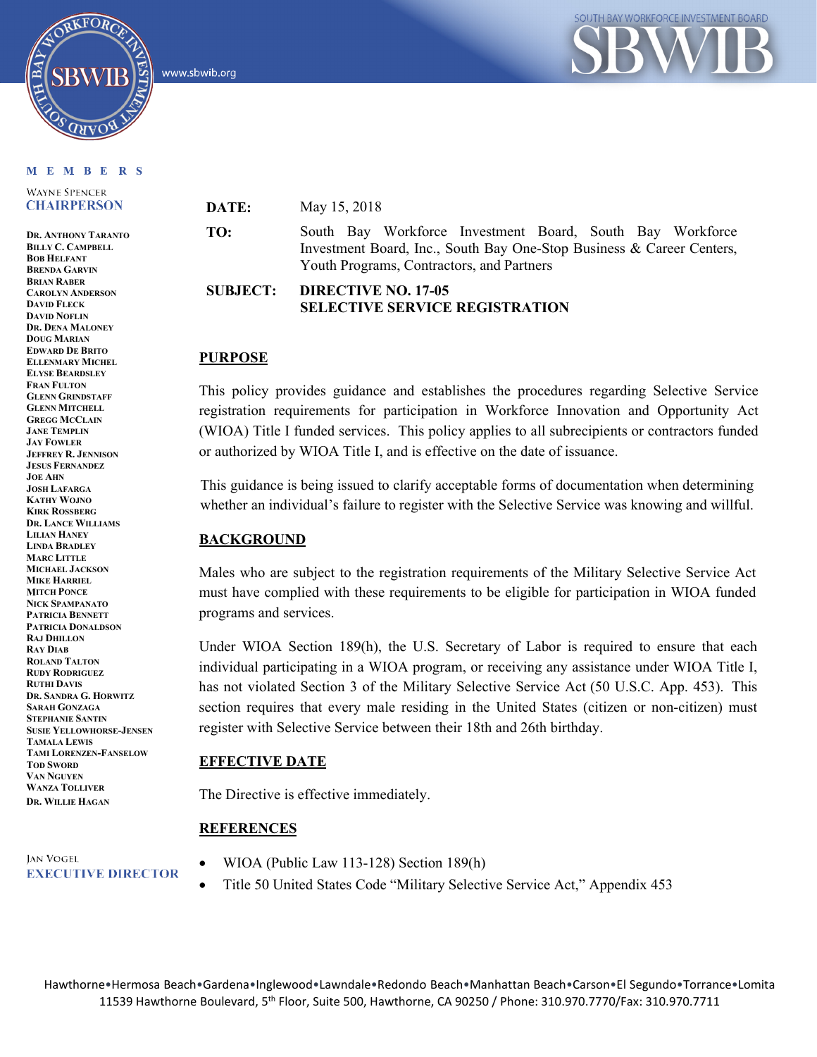www.sbwib.org

SOUTH BAY WORKFORCE INVESTMENT BOARD

**MEMBERS**

WAYNE SPENCER
**CHAIRPERSON**

DR. ANTHONY TARANTO
BILLY C. CAMPBELL
BOB HELFANT
BRENDA GARVIN
BRIAN RABER
CAROLYN ANDERSON
DAVID FLECK
DAVID NOFLIN
DR. DENA MALONEY
DOUG MARIAN
EDWARD DE BRITO
ELLENMARY MICHEL
ELYSE BEARDSLEY
FRAN FULTON
GLENN GRINDSTAFF
GLENN MITCHELL
GREGG MCCLAIN
JANE TEMPLIN
JAY FOWLER
JEFFREY R. JENNISON
JESUS FERNANDEZ
JOE AHN
JOSH LAFARGA
KATHY WOJNO
KIRK ROSSBERG
DR. LANCE WILLIAMS
LILIAN HANEY
LINDA BRADLEY
MARC LITTLE
MICHAEL JACKSON
MIKE HARRIEL
MITCH PONCE
NICK SPAMPANATO
PATRICIA BENNETT
PATRICIA DONALDSON
RAJ DHILLON
RAY DIAB
ROLAND TALTON
RUDY RODRIGUEZ
RUTHI DAVIS
DR. SANDRA G. HORWITZ
SARAH GONZAGA
STEPHANIE SANTIN
SUSIE YELLOWHORSE-JENSEN
TAMALA LEWIS
TAMI LORENZEN-FANSELOW
TOD SWORD
VAN NGUYEN
WANZA TOLLIVER
DR. WILLIE HAGAN

JAN VOGEL
**EXECUTIVE DIRECTOR**

**DATE:** May 15, 2018

**TO:** South Bay Workforce Investment Board, South Bay Workforce Investment Board, Inc., South Bay One-Stop Business & Career Centers, Youth Programs, Contractors, and Partners

**SUBJECT:** **DIRECTIVE NO. 17-05**
**SELECTIVE SERVICE REGISTRATION**

## PURPOSE

This policy provides guidance and establishes the procedures regarding Selective Service registration requirements for participation in Workforce Innovation and Opportunity Act (WIOA) Title I funded services. This policy applies to all subrecipients or contractors funded or authorized by WIOA Title I, and is effective on the date of issuance.

This guidance is being issued to clarify acceptable forms of documentation when determining whether an individual's failure to register with the Selective Service was knowing and willful.

## BACKGROUND

Males who are subject to the registration requirements of the Military Selective Service Act must have complied with these requirements to be eligible for participation in WIOA funded programs and services.

Under WIOA Section 189(h), the U.S. Secretary of Labor is required to ensure that each individual participating in a WIOA program, or receiving any assistance under WIOA Title I, has not violated Section 3 of the Military Selective Service Act (50 U.S.C. App. 453). This section requires that every male residing in the United States (citizen or non-citizen) must register with Selective Service between their 18th and 26th birthday.

## EFFECTIVE DATE

The Directive is effective immediately.

## REFERENCES

- WIOA (Public Law 113-128) Section 189(h)
- Title 50 United States Code "Military Selective Service Act," Appendix 453

Hawthorne•Hermosa Beach•Gardena•Inglewood•Lawndale•Redondo Beach•Manhattan Beach•Carson•El Segundo•Torrance•Lomita
11539 Hawthorne Boulevard, 5th Floor, Suite 500, Hawthorne, CA 90250 / Phone: 310.970.7770/Fax: 310.970.7711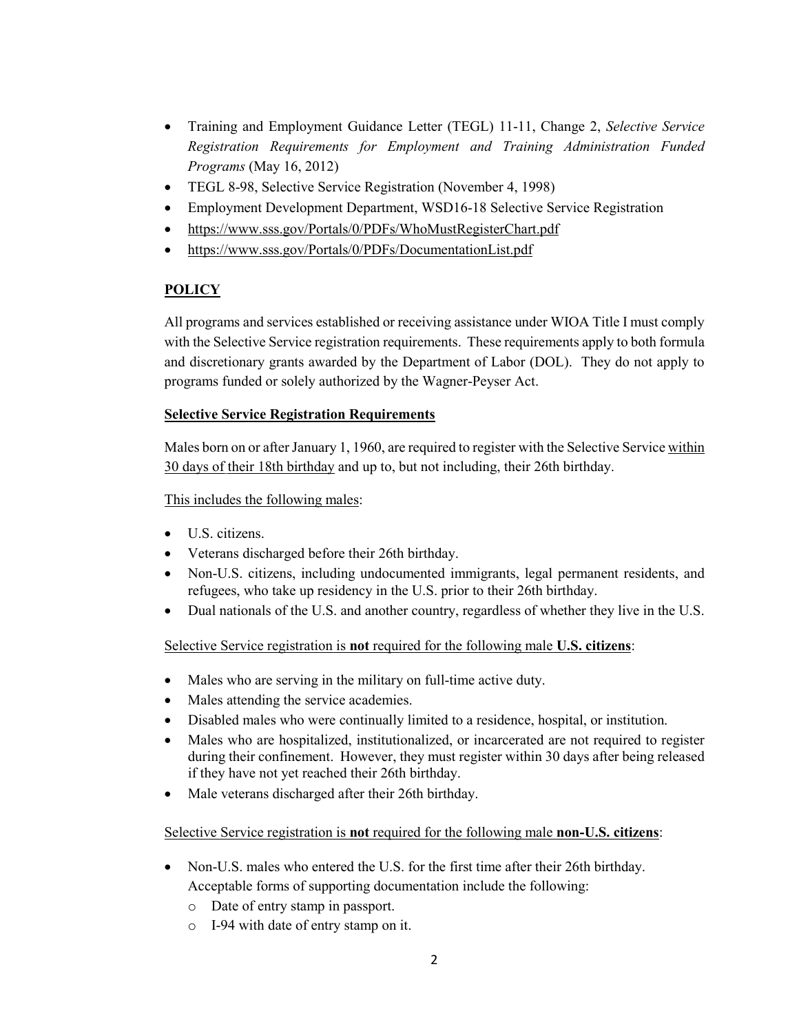- Training and Employment Guidance Letter (TEGL) 11-11, Change 2, *Selective Service Registration Requirements for Employment and Training Administration Funded Programs* (May 16, 2012)
- TEGL 8-98, Selective Service Registration (November 4, 1998)
- Employment Development Department, WSD16-18 Selective Service Registration
- https://www.sss.gov/Portals/0/PDFs/WhoMustRegisterChart.pdf
- https://www.sss.gov/Portals/0/PDFs/DocumentationList.pdf

## POLICY

All programs and services established or receiving assistance under WIOA Title I must comply with the Selective Service registration requirements. These requirements apply to both formula and discretionary grants awarded by the Department of Labor (DOL). They do not apply to programs funded or solely authorized by the Wagner-Peyser Act.

### Selective Service Registration Requirements

Males born on or after January 1, 1960, are required to register with the Selective Service within 30 days of their 18th birthday and up to, but not including, their 26th birthday.

This includes the following males:

- U.S. citizens.
- Veterans discharged before their 26th birthday.
- Non-U.S. citizens, including undocumented immigrants, legal permanent residents, and refugees, who take up residency in the U.S. prior to their 26th birthday.
- Dual nationals of the U.S. and another country, regardless of whether they live in the U.S.

Selective Service registration is **not** required for the following male **U.S. citizens**:

- Males who are serving in the military on full-time active duty.
- Males attending the service academies.
- Disabled males who were continually limited to a residence, hospital, or institution.
- Males who are hospitalized, institutionalized, or incarcerated are not required to register during their confinement. However, they must register within 30 days after being released if they have not yet reached their 26th birthday.
- Male veterans discharged after their 26th birthday.

Selective Service registration is **not** required for the following male **non-U.S. citizens**:

- Non-U.S. males who entered the U.S. for the first time after their 26th birthday. Acceptable forms of supporting documentation include the following:
  - Date of entry stamp in passport.
  - I-94 with date of entry stamp on it.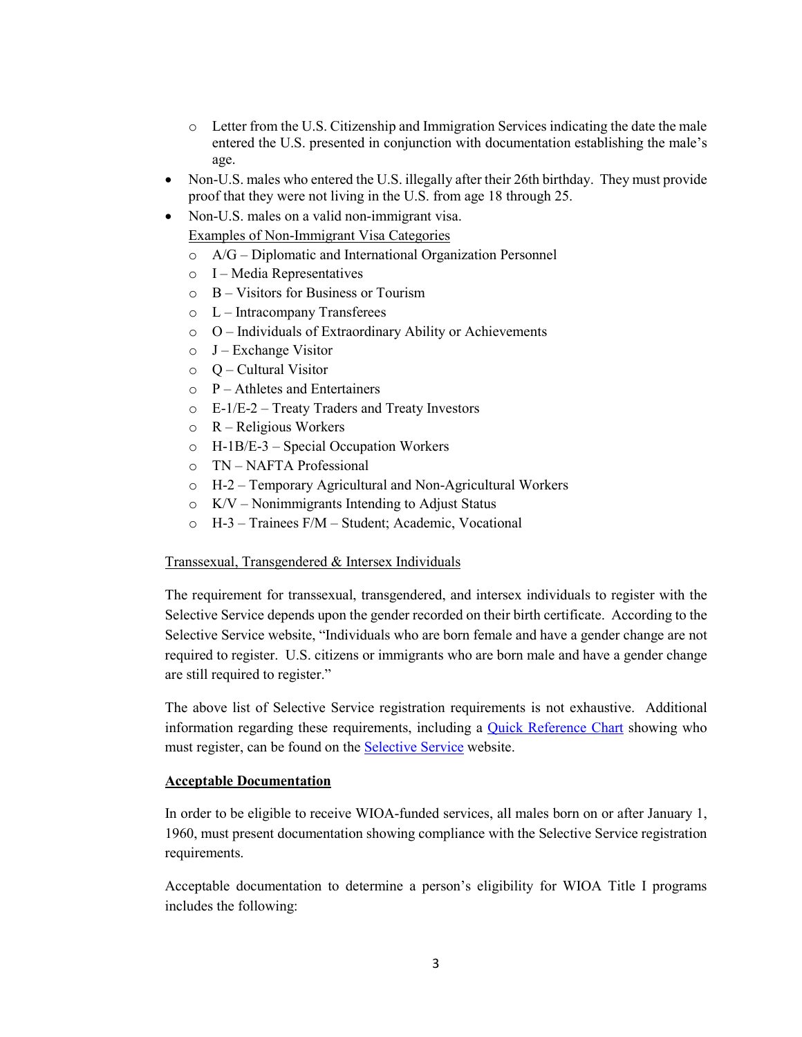- Letter from the U.S. Citizenship and Immigration Services indicating the date the male entered the U.S. presented in conjunction with documentation establishing the male's age.
- Non-U.S. males who entered the U.S. illegally after their 26th birthday. They must provide proof that they were not living in the U.S. from age 18 through 25.
- Non-U.S. males on a valid non-immigrant visa.

  Examples of Non-Immigrant Visa Categories
  - A/G – Diplomatic and International Organization Personnel
  - I – Media Representatives
  - B – Visitors for Business or Tourism
  - L – Intracompany Transferees
  - O – Individuals of Extraordinary Ability or Achievements
  - J – Exchange Visitor
  - Q – Cultural Visitor
  - P – Athletes and Entertainers
  - E-1/E-2 – Treaty Traders and Treaty Investors
  - R – Religious Workers
  - H-1B/E-3 – Special Occupation Workers
  - TN – NAFTA Professional
  - H-2 – Temporary Agricultural and Non-Agricultural Workers
  - K/V – Nonimmigrants Intending to Adjust Status
  - H-3 – Trainees F/M – Student; Academic, Vocational

Transsexual, Transgendered & Intersex Individuals

The requirement for transsexual, transgendered, and intersex individuals to register with the Selective Service depends upon the gender recorded on their birth certificate. According to the Selective Service website, "Individuals who are born female and have a gender change are not required to register. U.S. citizens or immigrants who are born male and have a gender change are still required to register."

The above list of Selective Service registration requirements is not exhaustive. Additional information regarding these requirements, including a Quick Reference Chart showing who must register, can be found on the Selective Service website.

**Acceptable Documentation**

In order to be eligible to receive WIOA-funded services, all males born on or after January 1, 1960, must present documentation showing compliance with the Selective Service registration requirements.

Acceptable documentation to determine a person's eligibility for WIOA Title I programs includes the following: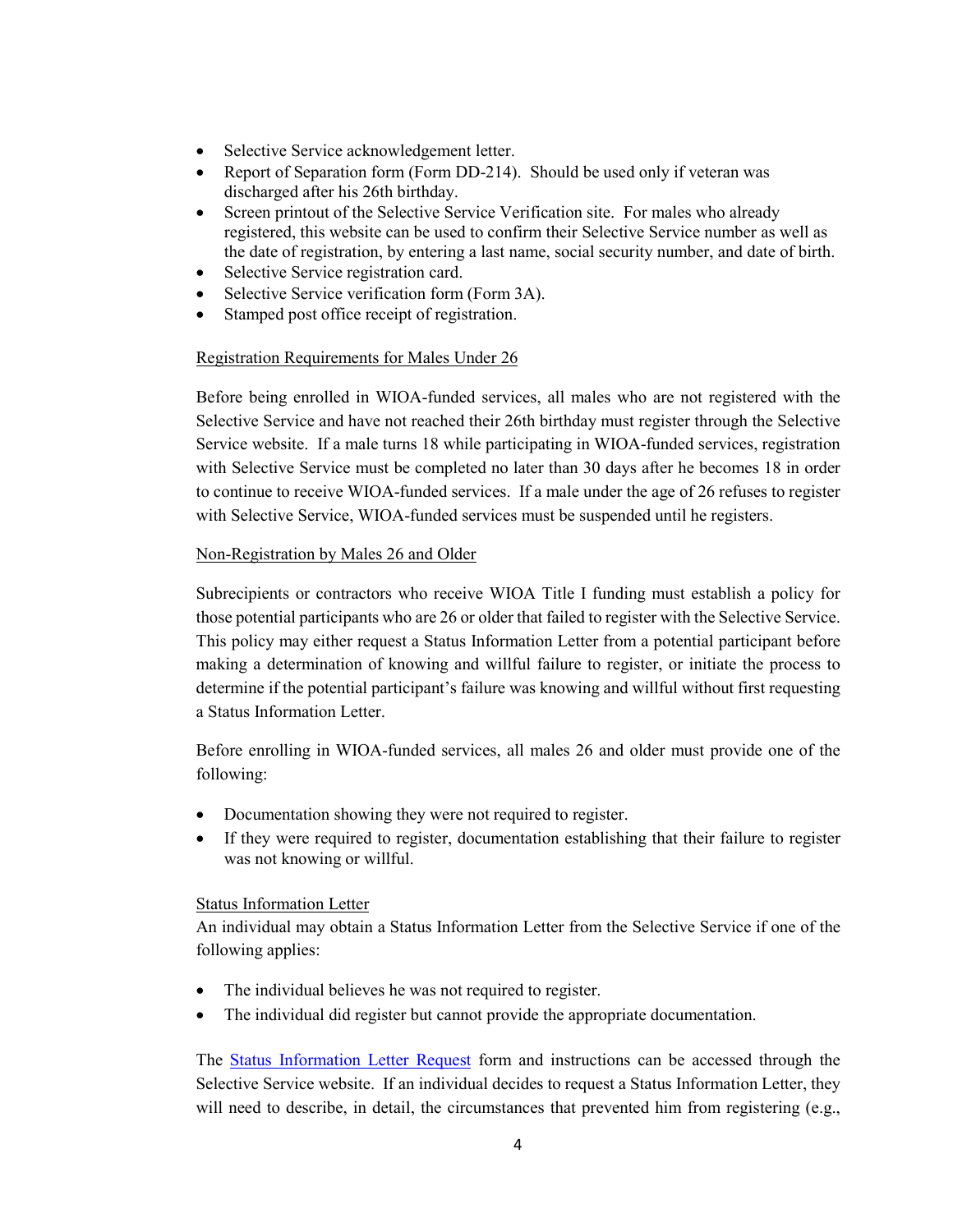- Selective Service acknowledgement letter.
- Report of Separation form (Form DD-214). Should be used only if veteran was discharged after his 26th birthday.
- Screen printout of the Selective Service Verification site. For males who already registered, this website can be used to confirm their Selective Service number as well as the date of registration, by entering a last name, social security number, and date of birth.
- Selective Service registration card.
- Selective Service verification form (Form 3A).
- Stamped post office receipt of registration.

Registration Requirements for Males Under 26

Before being enrolled in WIOA-funded services, all males who are not registered with the Selective Service and have not reached their 26th birthday must register through the Selective Service website. If a male turns 18 while participating in WIOA-funded services, registration with Selective Service must be completed no later than 30 days after he becomes 18 in order to continue to receive WIOA-funded services. If a male under the age of 26 refuses to register with Selective Service, WIOA-funded services must be suspended until he registers.

Non-Registration by Males 26 and Older

Subrecipients or contractors who receive WIOA Title I funding must establish a policy for those potential participants who are 26 or older that failed to register with the Selective Service. This policy may either request a Status Information Letter from a potential participant before making a determination of knowing and willful failure to register, or initiate the process to determine if the potential participant's failure was knowing and willful without first requesting a Status Information Letter.

Before enrolling in WIOA-funded services, all males 26 and older must provide one of the following:

- Documentation showing they were not required to register.
- If they were required to register, documentation establishing that their failure to register was not knowing or willful.

Status Information Letter

An individual may obtain a Status Information Letter from the Selective Service if one of the following applies:

- The individual believes he was not required to register.
- The individual did register but cannot provide the appropriate documentation.

The Status Information Letter Request form and instructions can be accessed through the Selective Service website. If an individual decides to request a Status Information Letter, they will need to describe, in detail, the circumstances that prevented him from registering (e.g.,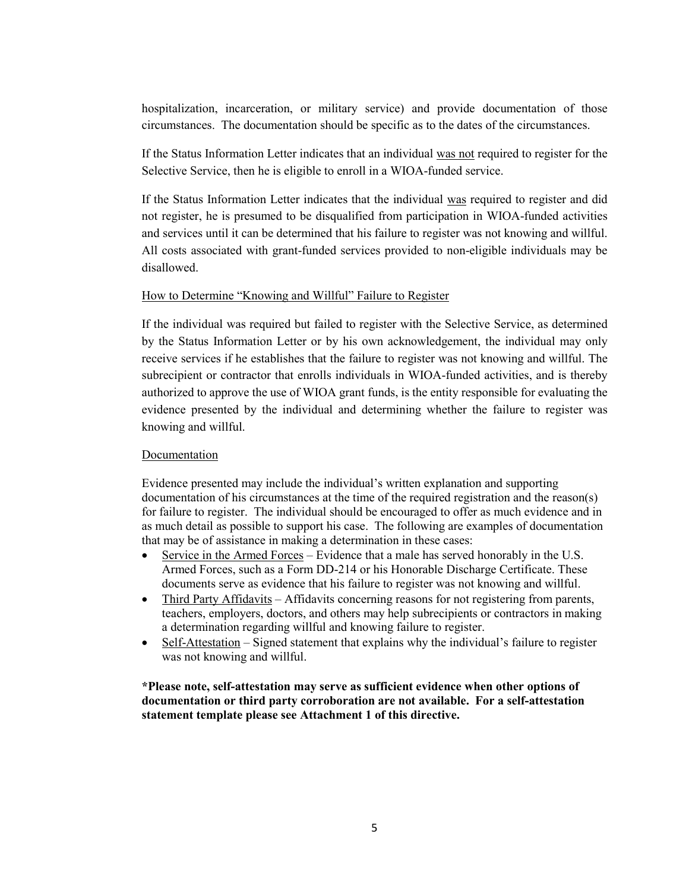hospitalization, incarceration, or military service) and provide documentation of those circumstances. The documentation should be specific as to the dates of the circumstances.

If the Status Information Letter indicates that an individual was not required to register for the Selective Service, then he is eligible to enroll in a WIOA-funded service.

If the Status Information Letter indicates that the individual was required to register and did not register, he is presumed to be disqualified from participation in WIOA-funded activities and services until it can be determined that his failure to register was not knowing and willful. All costs associated with grant-funded services provided to non-eligible individuals may be disallowed.

How to Determine "Knowing and Willful" Failure to Register

If the individual was required but failed to register with the Selective Service, as determined by the Status Information Letter or by his own acknowledgement, the individual may only receive services if he establishes that the failure to register was not knowing and willful. The subrecipient or contractor that enrolls individuals in WIOA-funded activities, and is thereby authorized to approve the use of WIOA grant funds, is the entity responsible for evaluating the evidence presented by the individual and determining whether the failure to register was knowing and willful.

Documentation

Evidence presented may include the individual's written explanation and supporting documentation of his circumstances at the time of the required registration and the reason(s) for failure to register. The individual should be encouraged to offer as much evidence and in as much detail as possible to support his case. The following are examples of documentation that may be of assistance in making a determination in these cases:

- Service in the Armed Forces – Evidence that a male has served honorably in the U.S. Armed Forces, such as a Form DD-214 or his Honorable Discharge Certificate. These documents serve as evidence that his failure to register was not knowing and willful.
- Third Party Affidavits – Affidavits concerning reasons for not registering from parents, teachers, employers, doctors, and others may help subrecipients or contractors in making a determination regarding willful and knowing failure to register.
- Self-Attestation – Signed statement that explains why the individual's failure to register was not knowing and willful.

**\*Please note, self-attestation may serve as sufficient evidence when other options of documentation or third party corroboration are not available. For a self-attestation statement template please see Attachment 1 of this directive.**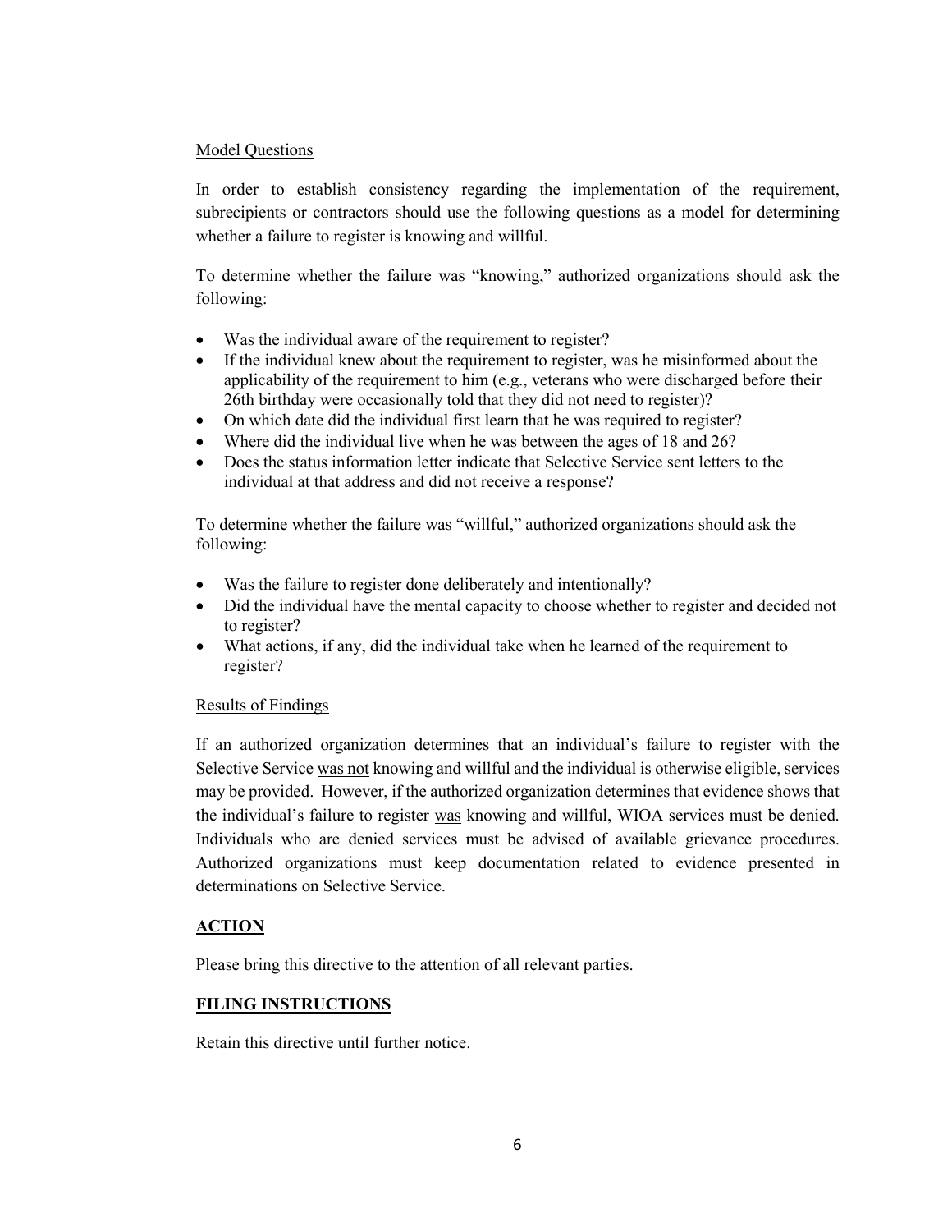Model Questions

In order to establish consistency regarding the implementation of the requirement, subrecipients or contractors should use the following questions as a model for determining whether a failure to register is knowing and willful.

To determine whether the failure was "knowing," authorized organizations should ask the following:

- Was the individual aware of the requirement to register?
- If the individual knew about the requirement to register, was he misinformed about the applicability of the requirement to him (e.g., veterans who were discharged before their 26th birthday were occasionally told that they did not need to register)?
- On which date did the individual first learn that he was required to register?
- Where did the individual live when he was between the ages of 18 and 26?
- Does the status information letter indicate that Selective Service sent letters to the individual at that address and did not receive a response?

To determine whether the failure was "willful," authorized organizations should ask the following:

- Was the failure to register done deliberately and intentionally?
- Did the individual have the mental capacity to choose whether to register and decided not to register?
- What actions, if any, did the individual take when he learned of the requirement to register?

Results of Findings

If an authorized organization determines that an individual's failure to register with the Selective Service was not knowing and willful and the individual is otherwise eligible, services may be provided. However, if the authorized organization determines that evidence shows that the individual's failure to register was knowing and willful, WIOA services must be denied. Individuals who are denied services must be advised of available grievance procedures. Authorized organizations must keep documentation related to evidence presented in determinations on Selective Service.

## ACTION

Please bring this directive to the attention of all relevant parties.

## FILING INSTRUCTIONS

Retain this directive until further notice.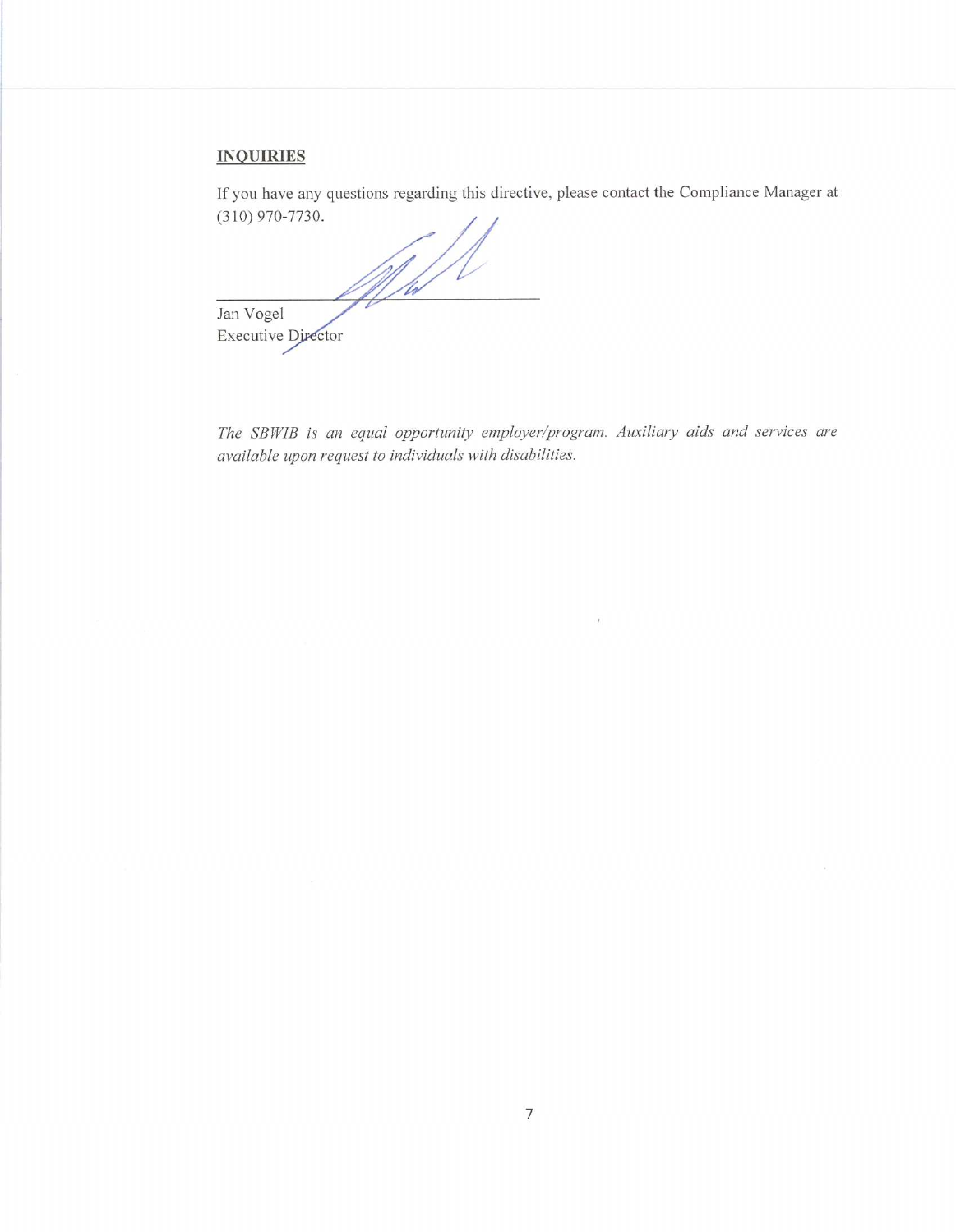## INQUIRIES

If you have any questions regarding this directive, please contact the Compliance Manager at (310) 970-7730.

Jan Vogel
Executive Director

*The SBWIB is an equal opportunity employer/program. Auxiliary aids and services are available upon request to individuals with disabilities.*